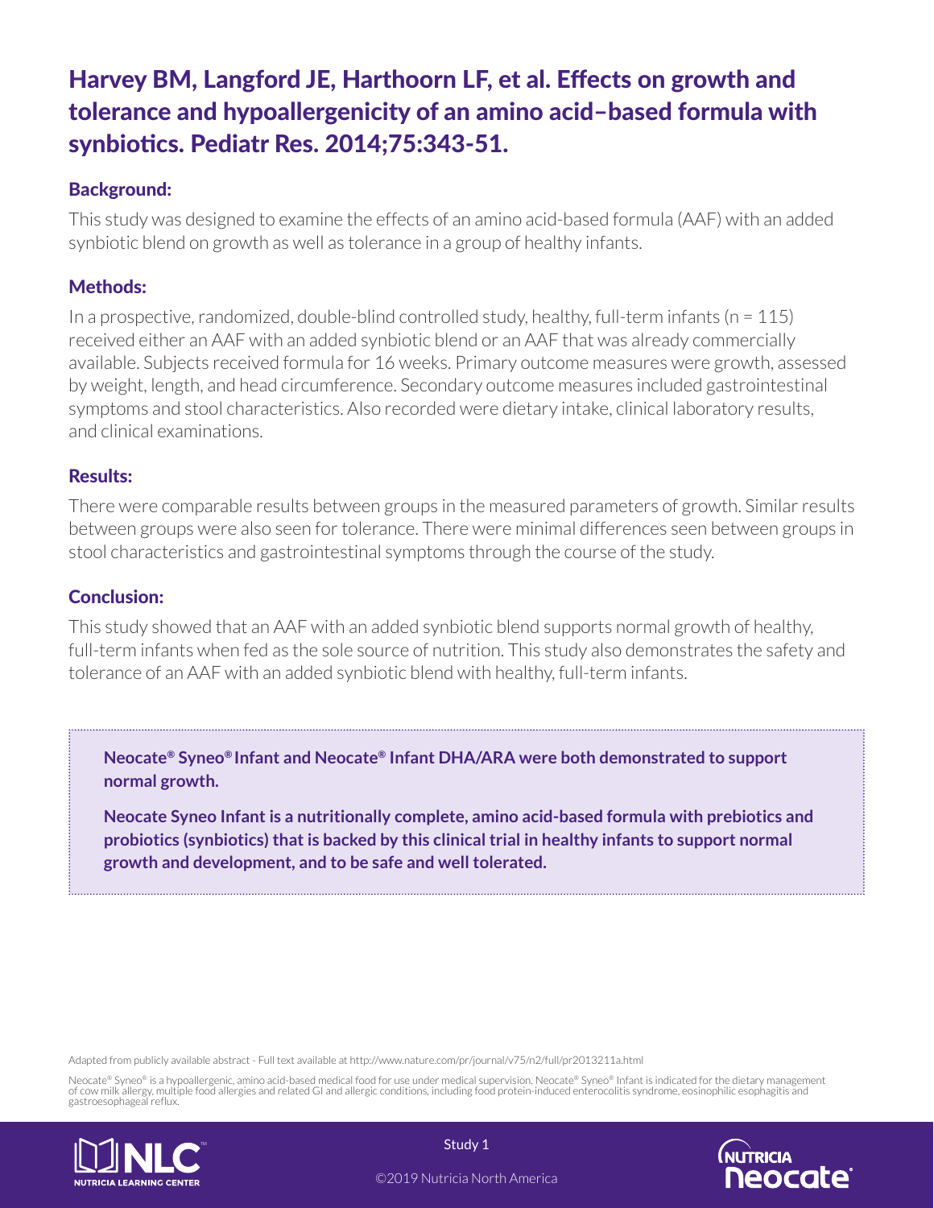# Harvey BM, Langford JE, Harthoorn LF, et al. Effects on growth and tolerance and hypoallergenicity of an amino acid–based formula with synbiotics. Pediatr Res. 2014;75:343-51.

### Background:

This study was designed to examine the effects of an amino acid-based formula (AAF) with an added synbiotic blend on growth as well as tolerance in a group of healthy infants.

### Methods:

In a prospective, randomized, double-blind controlled study, healthy, full-term infants (n = 115) received either an AAF with an added synbiotic blend or an AAF that was already commercially available. Subjects received formula for 16 weeks. Primary outcome measures were growth, assessed by weight, length, and head circumference. Secondary outcome measures included gastrointestinal symptoms and stool characteristics. Also recorded were dietary intake, clinical laboratory results, and clinical examinations.

### Results:

There were comparable results between groups in the measured parameters of growth. Similar results between groups were also seen for tolerance. There were minimal differences seen between groups in stool characteristics and gastrointestinal symptoms through the course of the study.

### Conclusion:

This study showed that an AAF with an added synbiotic blend supports normal growth of healthy, full-term infants when fed as the sole source of nutrition. This study also demonstrates the safety and tolerance of an AAF with an added synbiotic blend with healthy, full-term infants.

**Neocate® Syneo® Infant and Neocate® Infant DHA/ARA were both demonstrated to support normal growth.**

**Neocate Syneo Infant is a nutritionally complete, amino acid-based formula with prebiotics and probiotics (synbiotics) that is backed by this clinical trial in healthy infants to support normal growth and development, and to be safe and well tolerated.**

Adapted from publicly available abstract - Full text available at http://www.nature.com/pr/journal/v75/n2/full/pr2013211a.html

Neocate® Syneo® is a hypoallergenic, amino acid-based medical food for use under medical supervision. Neocate® Syneo® Infant is indicated for the dietary management of cow milk allergy, multiple food allergies and related GI and allergic conditions, including food protein-induced enterocolitis syndrome, eosinophilic esophagitis and gastroesophageal reflux.

Study 1

©2019 Nutricia North America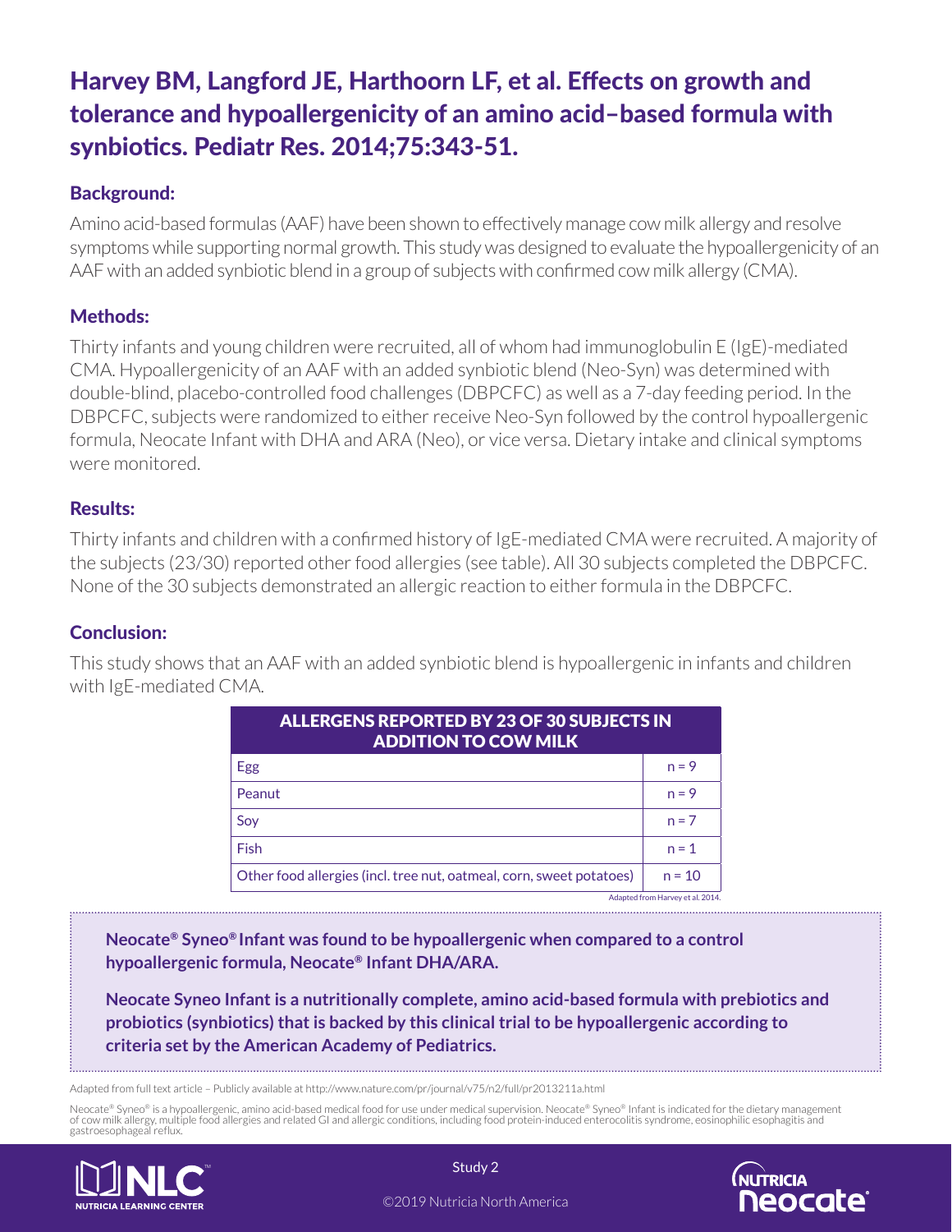# Harvey BM, Langford JE, Harthoorn LF, et al. Effects on growth and tolerance and hypoallergenicity of an amino acid–based formula with synbiotics. Pediatr Res. 2014;75:343-51.

## Background:

Amino acid-based formulas (AAF) have been shown to effectively manage cow milk allergy and resolve symptoms while supporting normal growth. This study was designed to evaluate the hypoallergenicity of an AAF with an added synbiotic blend in a group of subjects with confirmed cow milk allergy (CMA).

## Methods:

Thirty infants and young children were recruited, all of whom had immunoglobulin E (IgE)-mediated CMA. Hypoallergenicity of an AAF with an added synbiotic blend (Neo-Syn) was determined with double-blind, placebo-controlled food challenges (DBPCFC) as well as a 7-day feeding period. In the DBPCFC, subjects were randomized to either receive Neo-Syn followed by the control hypoallergenic formula, Neocate Infant with DHA and ARA (Neo), or vice versa. Dietary intake and clinical symptoms were monitored.

## Results:

Thirty infants and children with a confirmed history of IgE-mediated CMA were recruited. A majority of the subjects (23/30) reported other food allergies (see table). All 30 subjects completed the DBPCFC. None of the 30 subjects demonstrated an allergic reaction to either formula in the DBPCFC.

## Conclusion:

This study shows that an AAF with an added synbiotic blend is hypoallergenic in infants and children with IgE-mediated CMA.

| ALLERGENS REPORTED BY 23 OF 30 SUBJECTS IN ADDITION TO COW MILK | |
|---|---|
| Egg | n = 9 |
| Peanut | n = 9 |
| Soy | n = 7 |
| Fish | n = 1 |
| Other food allergies (incl. tree nut, oatmeal, corn, sweet potatoes) | n = 10 |

Adapted from Harvey et al. 2014.

**Neocate® Syneo® Infant was found to be hypoallergenic when compared to a control hypoallergenic formula, Neocate® Infant DHA/ARA.**

**Neocate Syneo Infant is a nutritionally complete, amino acid-based formula with prebiotics and probiotics (synbiotics) that is backed by this clinical trial to be hypoallergenic according to criteria set by the American Academy of Pediatrics.**

Adapted from full text article – Publicly available at http://www.nature.com/pr/journal/v75/n2/full/pr2013211a.html

Neocate® Syneo® is a hypoallergenic, amino acid-based medical food for use under medical supervision. Neocate® Syneo® Infant is indicated for the dietary management of cow milk allergy, multiple food allergies and related GI and allergic conditions, including food protein-induced enterocolitis syndrome, eosinophilic esophagitis and gastroesophageal reflux.

Study 2

©2019 Nutricia North America